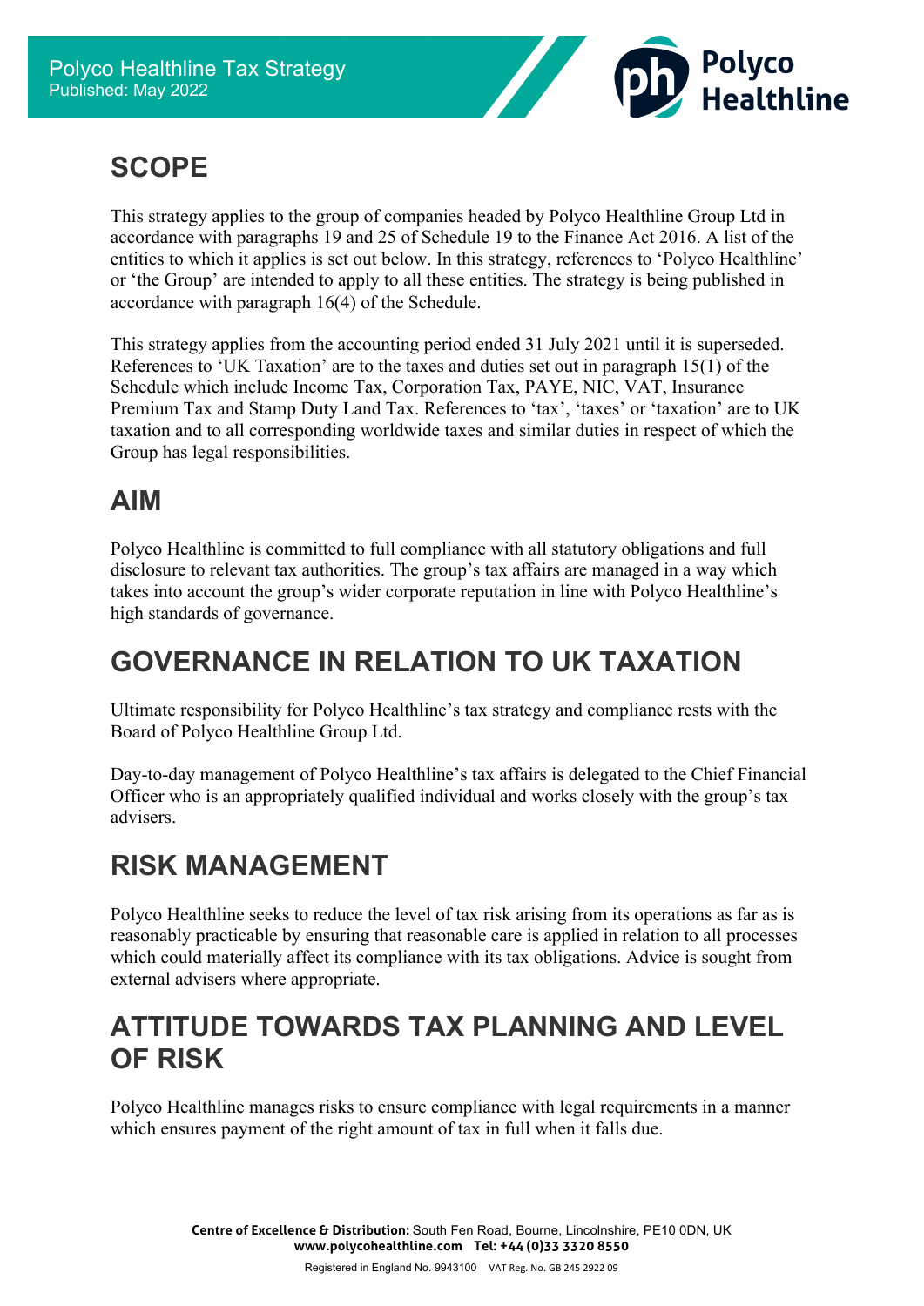Polyco Healthline Tax Strategy
Published: May 2022

## SCOPE

This strategy applies to the group of companies headed by Polyco Healthline Group Ltd in accordance with paragraphs 19 and 25 of Schedule 19 to the Finance Act 2016. A list of the entities to which it applies is set out below. In this strategy, references to 'Polyco Healthline' or 'the Group' are intended to apply to all these entities. The strategy is being published in accordance with paragraph 16(4) of the Schedule.

This strategy applies from the accounting period ended 31 July 2021 until it is superseded. References to 'UK Taxation' are to the taxes and duties set out in paragraph 15(1) of the Schedule which include Income Tax, Corporation Tax, PAYE, NIC, VAT, Insurance Premium Tax and Stamp Duty Land Tax. References to 'tax', 'taxes' or 'taxation' are to UK taxation and to all corresponding worldwide taxes and similar duties in respect of which the Group has legal responsibilities.

## AIM

Polyco Healthline is committed to full compliance with all statutory obligations and full disclosure to relevant tax authorities. The group's tax affairs are managed in a way which takes into account the group's wider corporate reputation in line with Polyco Healthline's high standards of governance.

## GOVERNANCE IN RELATION TO UK TAXATION

Ultimate responsibility for Polyco Healthline's tax strategy and compliance rests with the Board of Polyco Healthline Group Ltd.

Day-to-day management of Polyco Healthline's tax affairs is delegated to the Chief Financial Officer who is an appropriately qualified individual and works closely with the group's tax advisers.

## RISK MANAGEMENT

Polyco Healthline seeks to reduce the level of tax risk arising from its operations as far as is reasonably practicable by ensuring that reasonable care is applied in relation to all processes which could materially affect its compliance with its tax obligations. Advice is sought from external advisers where appropriate.

## ATTITUDE TOWARDS TAX PLANNING AND LEVEL OF RISK

Polyco Healthline manages risks to ensure compliance with legal requirements in a manner which ensures payment of the right amount of tax in full when it falls due.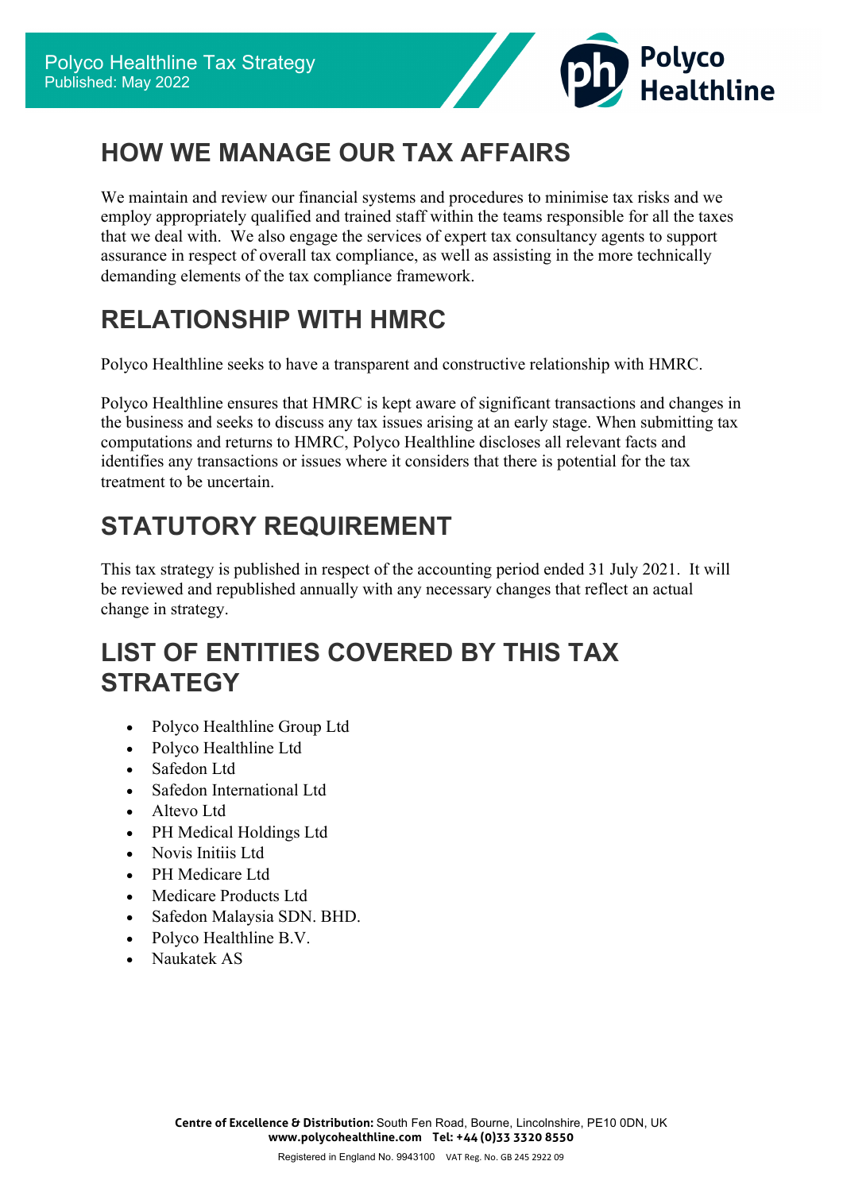## HOW WE MANAGE OUR TAX AFFAIRS

We maintain and review our financial systems and procedures to minimise tax risks and we employ appropriately qualified and trained staff within the teams responsible for all the taxes that we deal with. We also engage the services of expert tax consultancy agents to support assurance in respect of overall tax compliance, as well as assisting in the more technically demanding elements of the tax compliance framework.

## RELATIONSHIP WITH HMRC

Polyco Healthline seeks to have a transparent and constructive relationship with HMRC.

Polyco Healthline ensures that HMRC is kept aware of significant transactions and changes in the business and seeks to discuss any tax issues arising at an early stage. When submitting tax computations and returns to HMRC, Polyco Healthline discloses all relevant facts and identifies any transactions or issues where it considers that there is potential for the tax treatment to be uncertain.

## STATUTORY REQUIREMENT

This tax strategy is published in respect of the accounting period ended 31 July 2021. It will be reviewed and republished annually with any necessary changes that reflect an actual change in strategy.

## LIST OF ENTITIES COVERED BY THIS TAX STRATEGY

- Polyco Healthline Group Ltd
- Polyco Healthline Ltd
- Safedon Ltd
- Safedon International Ltd
- Altevo Ltd
- PH Medical Holdings Ltd
- Novis Initiis Ltd
- PH Medicare Ltd
- Medicare Products Ltd
- Safedon Malaysia SDN. BHD.
- Polyco Healthline B.V.
- Naukatek AS